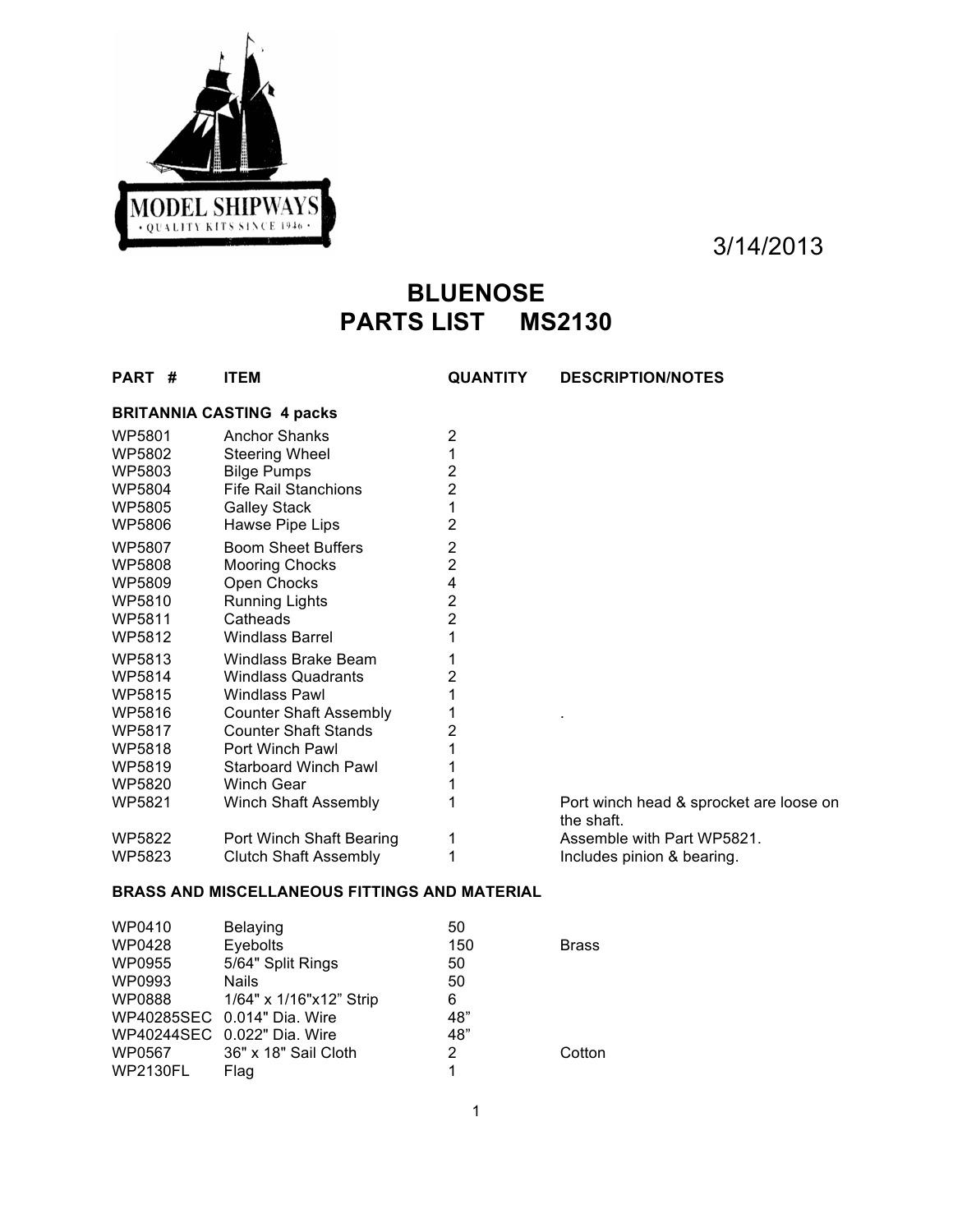MODEL SHIPWAYS
• QUALITY KITS SINCE 1946 •

3/14/2013

# BLUENOSE
# PARTS LIST MS2130

| PART # | ITEM | QUANTITY | DESCRIPTION/NOTES |
|---|---|---|---|
| **BRITANNIA CASTING 4 packs** | | | |
| WP5801 | Anchor Shanks | 2 | |
| WP5802 | Steering Wheel | 1 | |
| WP5803 | Bilge Pumps | 2 | |
| WP5804 | Fife Rail Stanchions | 2 | |
| WP5805 | Galley Stack | 1 | |
| WP5806 | Hawse Pipe Lips | 2 | |
| WP5807 | Boom Sheet Buffers | 2 | |
| WP5808 | Mooring Chocks | 2 | |
| WP5809 | Open Chocks | 4 | |
| WP5810 | Running Lights | 2 | |
| WP5811 | Catheads | 2 | |
| WP5812 | Windlass Barrel | 1 | |
| WP5813 | Windlass Brake Beam | 1 | |
| WP5814 | Windlass Quadrants | 2 | |
| WP5815 | Windlass Pawl | 1 | |
| WP5816 | Counter Shaft Assembly | 1 | . |
| WP5817 | Counter Shaft Stands | 2 | |
| WP5818 | Port Winch Pawl | 1 | |
| WP5819 | Starboard Winch Pawl | 1 | |
| WP5820 | Winch Gear | 1 | |
| WP5821 | Winch Shaft Assembly | 1 | Port winch head & sprocket are loose on the shaft. |
| WP5822 | Port Winch Shaft Bearing | 1 | Assemble with Part WP5821. |
| WP5823 | Clutch Shaft Assembly | 1 | Includes pinion & bearing. |
| **BRASS AND MISCELLANEOUS FITTINGS AND MATERIAL** | | | |
| WP0410 | Belaying | 50 | |
| WP0428 | Eyebolts | 150 | Brass |
| WP0955 | 5/64" Split Rings | 50 | |
| WP0993 | Nails | 50 | |
| WP0888 | 1/64" x 1/16"x12" Strip | 6 | |
| WP40285SEC | 0.014" Dia. Wire | 48" | |
| WP40244SEC | 0.022" Dia. Wire | 48" | |
| WP0567 | 36" x 18" Sail Cloth | 2 | Cotton |
| WP2130FL | Flag | 1 | |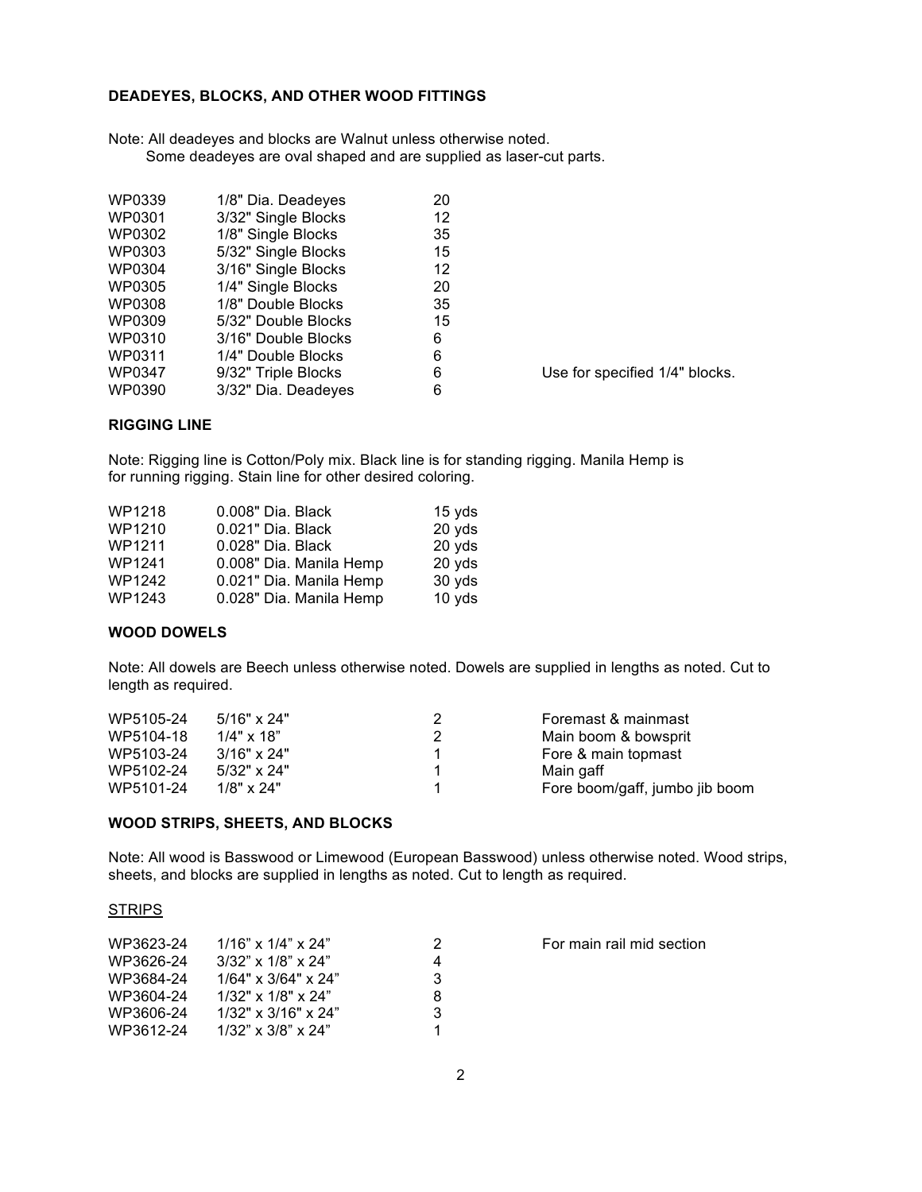### DEADEYES, BLOCKS, AND OTHER WOOD FITTINGS

Note: All deadeyes and blocks are Walnut unless otherwise noted.
Some deadeyes are oval shaped and are supplied as laser-cut parts.

| | | | |
|---|---|---|---|
| WP0339 | 1/8" Dia. Deadeyes | 20 | |
| WP0301 | 3/32" Single Blocks | 12 | |
| WP0302 | 1/8" Single Blocks | 35 | |
| WP0303 | 5/32" Single Blocks | 15 | |
| WP0304 | 3/16" Single Blocks | 12 | |
| WP0305 | 1/4" Single Blocks | 20 | |
| WP0308 | 1/8" Double Blocks | 35 | |
| WP0309 | 5/32" Double Blocks | 15 | |
| WP0310 | 3/16" Double Blocks | 6 | |
| WP0311 | 1/4" Double Blocks | 6 | |
| WP0347 | 9/32" Triple Blocks | 6 | Use for specified 1/4" blocks. |
| WP0390 | 3/32" Dia. Deadeyes | 6 | |

### RIGGING LINE

Note: Rigging line is Cotton/Poly mix. Black line is for standing rigging. Manila Hemp is for running rigging. Stain line for other desired coloring.

| | | |
|---|---|---|
| WP1218 | 0.008" Dia. Black | 15 yds |
| WP1210 | 0.021" Dia. Black | 20 yds |
| WP1211 | 0.028" Dia. Black | 20 yds |
| WP1241 | 0.008" Dia. Manila Hemp | 20 yds |
| WP1242 | 0.021" Dia. Manila Hemp | 30 yds |
| WP1243 | 0.028" Dia. Manila Hemp | 10 yds |

### WOOD DOWELS

Note: All dowels are Beech unless otherwise noted. Dowels are supplied in lengths as noted. Cut to length as required.

| | | | |
|---|---|---|---|
| WP5105-24 | 5/16" x 24" | 2 | Foremast & mainmast |
| WP5104-18 | 1/4" x 18" | 2 | Main boom & bowsprit |
| WP5103-24 | 3/16" x 24" | 1 | Fore & main topmast |
| WP5102-24 | 5/32" x 24" | 1 | Main gaff |
| WP5101-24 | 1/8" x 24" | 1 | Fore boom/gaff, jumbo jib boom |

### WOOD STRIPS, SHEETS, AND BLOCKS

Note: All wood is Basswood or Limewood (European Basswood) unless otherwise noted. Wood strips, sheets, and blocks are supplied in lengths as noted. Cut to length as required.

<u>STRIPS</u>

| | | | |
|---|---|---|---|
| WP3623-24 | 1/16" x 1/4" x 24" | 2 | For main rail mid section |
| WP3626-24 | 3/32" x 1/8" x 24" | 4 | |
| WP3684-24 | 1/64" x 3/64" x 24" | 3 | |
| WP3604-24 | 1/32" x 1/8" x 24" | 8 | |
| WP3606-24 | 1/32" x 3/16" x 24" | 3 | |
| WP3612-24 | 1/32" x 3/8" x 24" | 1 | |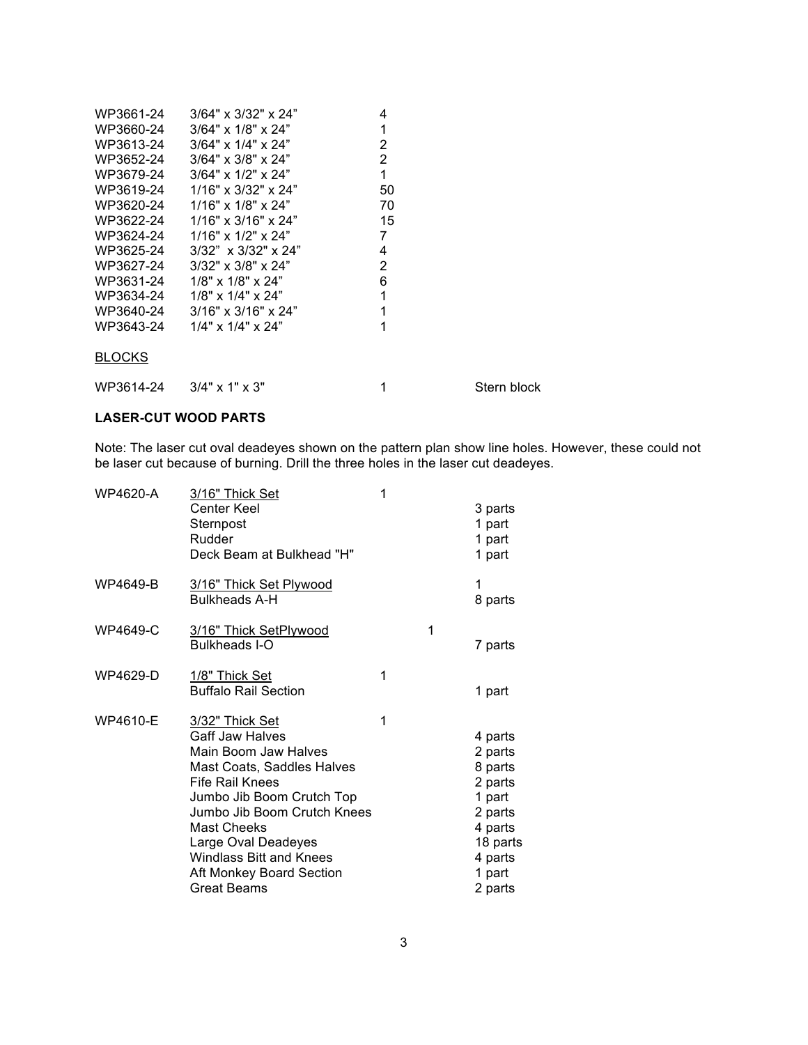| | | |
|---|---|---|
| WP3661-24 | 3/64" x 3/32" x 24" | 4 |
| WP3660-24 | 3/64" x 1/8" x 24" | 1 |
| WP3613-24 | 3/64" x 1/4" x 24" | 2 |
| WP3652-24 | 3/64" x 3/8" x 24" | 2 |
| WP3679-24 | 3/64" x 1/2" x 24" | 1 |
| WP3619-24 | 1/16" x 3/32" x 24" | 50 |
| WP3620-24 | 1/16" x 1/8" x 24" | 70 |
| WP3622-24 | 1/16" x 3/16" x 24" | 15 |
| WP3624-24 | 1/16" x 1/2" x 24" | 7 |
| WP3625-24 | 3/32" x 3/32" x 24" | 4 |
| WP3627-24 | 3/32" x 3/8" x 24" | 2 |
| WP3631-24 | 1/8" x 1/8" x 24" | 6 |
| WP3634-24 | 1/8" x 1/4" x 24" | 1 |
| WP3640-24 | 3/16" x 3/16" x 24" | 1 |
| WP3643-24 | 1/4" x 1/4" x 24" | 1 |

BLOCKS

| | | | |
|---|---|---|---|
| WP3614-24 | 3/4" x 1" x 3" | 1 | Stern block |

**LASER-CUT WOOD PARTS**

Note: The laser cut oval deadeyes shown on the pattern plan show line holes. However, these could not be laser cut because of burning. Drill the three holes in the laser cut deadeyes.

| | | | |
|---|---|---|---|
| WP4620-A | 3/16" Thick Set | 1 | |
| | Center Keel | | 3 parts |
| | Sternpost | | 1 part |
| | Rudder | | 1 part |
| | Deck Beam at Bulkhead "H" | | 1 part |
| WP4649-B | 3/16" Thick Set Plywood | | 1 |
| | Bulkheads A-H | | 8 parts |
| WP4649-C | 3/16" Thick SetPlywood | 1 | |
| | Bulkheads I-O | | 7 parts |
| WP4629-D | 1/8" Thick Set | 1 | |
| | Buffalo Rail Section | | 1 part |
| WP4610-E | 3/32" Thick Set | 1 | |
| | Gaff Jaw Halves | | 4 parts |
| | Main Boom Jaw Halves | | 2 parts |
| | Mast Coats, Saddles Halves | | 8 parts |
| | Fife Rail Knees | | 2 parts |
| | Jumbo Jib Boom Crutch Top | | 1 part |
| | Jumbo Jib Boom Crutch Knees | | 2 parts |
| | Mast Cheeks | | 4 parts |
| | Large Oval Deadeyes | | 18 parts |
| | Windlass Bitt and Knees | | 4 parts |
| | Aft Monkey Board Section | | 1 part |
| | Great Beams | | 2 parts |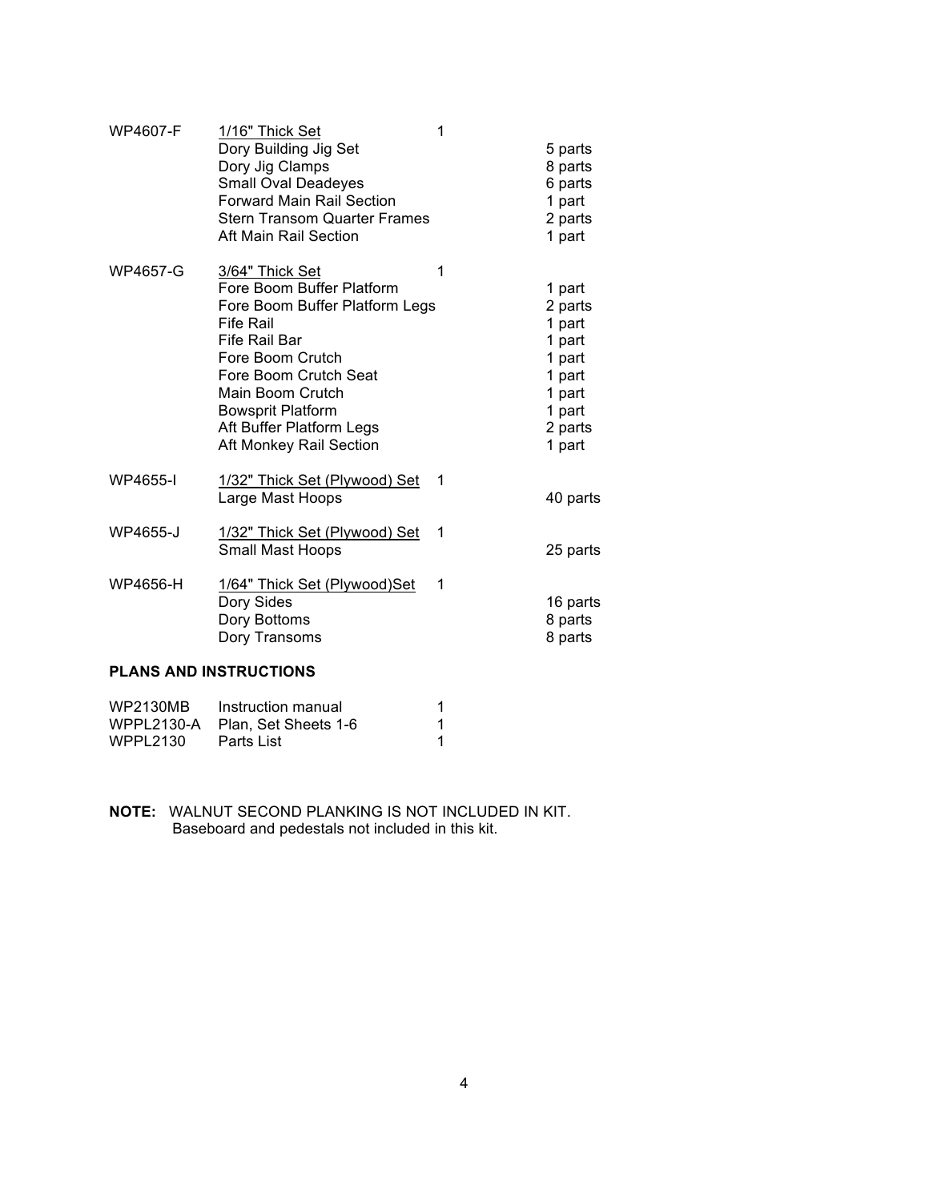| | | | |
|---|---|---|---|
| WP4607-F | 1/16" Thick Set | 1 | |
| | Dory Building Jig Set | | 5 parts |
| | Dory Jig Clamps | | 8 parts |
| | Small Oval Deadeyes | | 6 parts |
| | Forward Main Rail Section | | 1 part |
| | Stern Transom Quarter Frames | | 2 parts |
| | Aft Main Rail Section | | 1 part |
| WP4657-G | 3/64" Thick Set | 1 | |
| | Fore Boom Buffer Platform | | 1 part |
| | Fore Boom Buffer Platform Legs | | 2 parts |
| | Fife Rail | | 1 part |
| | Fife Rail Bar | | 1 part |
| | Fore Boom Crutch | | 1 part |
| | Fore Boom Crutch Seat | | 1 part |
| | Main Boom Crutch | | 1 part |
| | Bowsprit Platform | | 1 part |
| | Aft Buffer Platform Legs | | 2 parts |
| | Aft Monkey Rail Section | | 1 part |
| WP4655-I | 1/32" Thick Set (Plywood) Set | 1 | |
| | Large Mast Hoops | | 40 parts |
| WP4655-J | 1/32" Thick Set (Plywood) Set | 1 | |
| | Small Mast Hoops | | 25 parts |
| WP4656-H | 1/64" Thick Set (Plywood)Set | 1 | |
| | Dory Sides | | 16 parts |
| | Dory Bottoms | | 8 parts |
| | Dory Transoms | | 8 parts |

**PLANS AND INSTRUCTIONS**

| | | |
|---|---|---|
| WP2130MB | Instruction manual | 1 |
| WPPL2130-A | Plan, Set Sheets 1-6 | 1 |
| WPPL2130 | Parts List | 1 |

**NOTE:** WALNUT SECOND PLANKING IS NOT INCLUDED IN KIT.
Baseboard and pedestals not included in this kit.